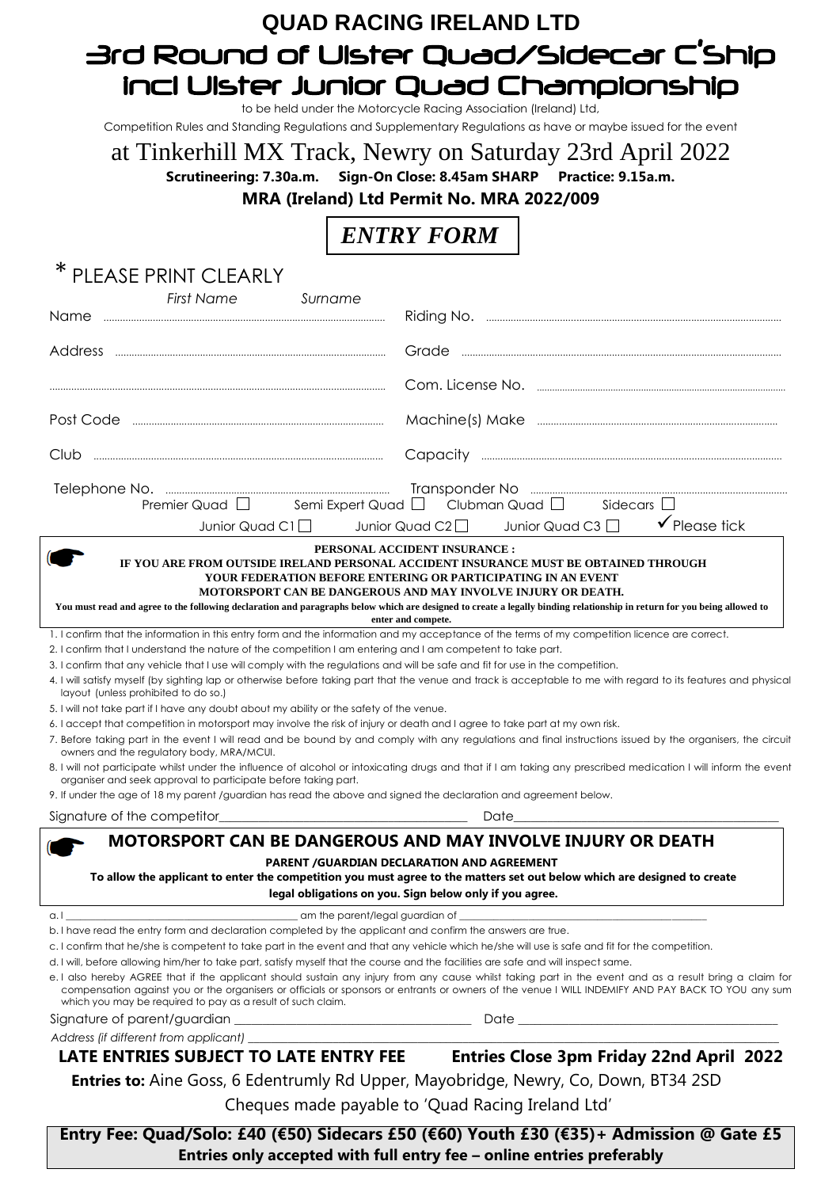# QUAD RACING IRELAND LTD

# 3rd Round of Ulster Quad/Sidecar C'Ship incl Ulster Junior Quad Championship

to be held under the Motorcycle Racing Association (Ireland) Ltd,

Competition Rules and Standing Regulations and Supplementary Regulations as have or maybe issued for the event

## at Tinkerhill MX Track, Newry on Saturday 23rd April 2022

**Scrutineering: 7.30a.m. Sign-On Close: 8.45am SHARP Practice: 9.15a.m.**

**MRA (Ireland) Ltd Permit No. MRA 2022/009**

## *ENTRY FORM*

\* PLEASE PRINT CLEARLY

*First Name* *Surname*

Name .................................................. Riding No. ..................................................

Address .................................................. Grade ..................................................

.................................................. Com. License No. ..................................................

Post Code .................................................. Machine(s) Make ..................................................

Club .................................................. Capacity ..................................................

Telephone No. .................................................. Transponder No ..................................................

Premier Quad ☐ Semi Expert Quad ☐ Clubman Quad ☐ Sidecars ☐

Junior Quad C1 ☐ Junior Quad C2 ☐ Junior Quad C3 ☐ ✓Please tick

**PERSONAL ACCIDENT INSURANCE :**

**IF YOU ARE FROM OUTSIDE IRELAND PERSONAL ACCIDENT INSURANCE MUST BE OBTAINED THROUGH YOUR FEDERATION BEFORE ENTERING OR PARTICIPATING IN AN EVENT**

**MOTORSPORT CAN BE DANGEROUS AND MAY INVOLVE INJURY OR DEATH.**

**You must read and agree to the following declaration and paragraphs below which are designed to create a legally binding relationship in return for you being allowed to enter and compete.**

1. I confirm that the information in this entry form and the information and my acceptance of the terms of my competition licence are correct.
2. I confirm that I understand the nature of the competition I am entering and I am competent to take part.
3. I confirm that any vehicle that I use will comply with the regulations and will be safe and fit for use in the competition.
4. I will satisfy myself (by sighting lap or otherwise before taking part that the venue and track is acceptable to me with regard to its features and physical layout (unless prohibited to do so.)
5. I will not take part if I have any doubt about my ability or the safety of the venue.
6. I accept that competition in motorsport may involve the risk of injury or death and I agree to take part at my own risk.
7. Before taking part in the event I will read and be bound by and comply with any regulations and final instructions issued by the organisers, the circuit owners and the regulatory body, MRA/MCUI.
8. I will not participate whilst under the influence of alcohol or intoxicating drugs and that if I am taking any prescribed medication I will inform the event organiser and seek approval to participate before taking part.
9. If under the age of 18 my parent /guardian has read the above and signed the declaration and agreement below.

Signature of the competitor________________________________ Date________________________________

## MOTORSPORT CAN BE DANGEROUS AND MAY INVOLVE INJURY OR DEATH

**PARENT /GUARDIAN DECLARATION AND AGREEMENT**

**To allow the applicant to enter the competition you must agree to the matters set out below which are designed to create legal obligations on you. Sign below only if you agree.**

a. I ________________________________ am the parent/legal guardian of ________________________________

b. I have read the entry form and declaration completed by the applicant and confirm the answers are true.

c. I confirm that he/she is competent to take part in the event and that any vehicle which he/she will use is safe and fit for the competition.

d. I will, before allowing him/her to take part, satisfy myself that the course and the facilities are safe and will inspect same.

e. I also hereby AGREE that if the applicant should sustain any injury from any cause whilst taking part in the event and as a result bring a claim for compensation against you or the organisers or officials or sponsors or entrants or owners of the venue I WILL INDEMIFY AND PAY BACK TO YOU any sum which you may be required to pay as a result of such claim.

Signature of parent/guardian ________________________________ Date ________________________________

*Address (if different from applicant)* ________________________________

**LATE ENTRIES SUBJECT TO LATE ENTRY FEE** **Entries Close 3pm Friday 22nd April 2022**

**Entries to:** Aine Goss, 6 Edentrumly Rd Upper, Mayobridge, Newry, Co, Down, BT34 2SD

Cheques made payable to 'Quad Racing Ireland Ltd'

**Entry Fee: Quad/Solo: £40 (€50) Sidecars £50 (€60) Youth £30 (€35)+ Admission @ Gate £5**

**Entries only accepted with full entry fee – online entries preferably**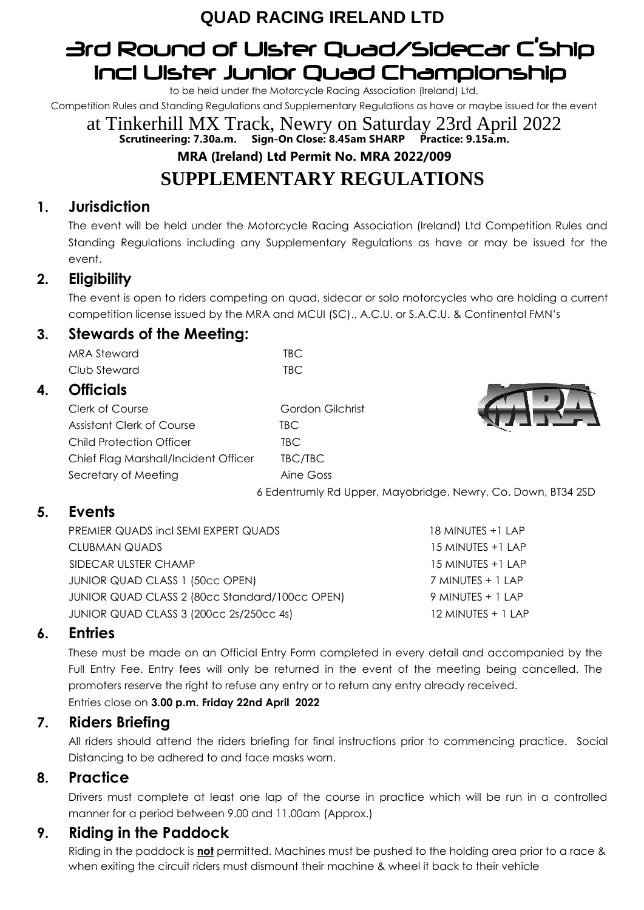# QUAD RACING IRELAND LTD

# 3rd Round of Ulster Quad/Sidecar C'Ship incl Ulster Junior Quad Championship

to be held under the Motorcycle Racing Association (Ireland) Ltd,

Competition Rules and Standing Regulations and Supplementary Regulations as have or maybe issued for the event

at Tinkerhill MX Track, Newry on Saturday 23rd April 2022

**Scrutineering: 7.30a.m. Sign-On Close: 8.45am SHARP Practice: 9.15a.m.**

**MRA (Ireland) Ltd Permit No. MRA 2022/009**

## SUPPLEMENTARY REGULATIONS

### 1. Jurisdiction

The event will be held under the Motorcycle Racing Association (Ireland) Ltd Competition Rules and Standing Regulations including any Supplementary Regulations as have or may be issued for the event.

### 2. Eligibility

The event is open to riders competing on quad, sidecar or solo motorcycles who are holding a current competition license issued by the MRA and MCUI (SC)., A.C.U. or S.A.C.U. & Continental FMN's

### 3. Stewards of the Meeting:

| | |
|---|---|
| MRA Steward | TBC |
| Club Steward | TBC |

### 4. Officials

| | |
|---|---|
| Clerk of Course | Gordon Gilchrist |
| Assistant Clerk of Course | TBC |
| Child Protection Officer | TBC |
| Chief Flag Marshall/Incident Officer | TBC/TBC |
| Secretary of Meeting | Aine Goss |
| | 6 Edentrumly Rd Upper, Mayobridge, Newry, Co. Down, BT34 2SD |

### 5. Events

| | |
|---|---|
| PREMIER QUADS incl SEMI EXPERT QUADS | 18 MINUTES +1 LAP |
| CLUBMAN QUADS | 15 MINUTES +1 LAP |
| SIDECAR ULSTER CHAMP | 15 MINUTES +1 LAP |
| JUNIOR QUAD CLASS 1 (50cc OPEN) | 7 MINUTES + 1 LAP |
| JUNIOR QUAD CLASS 2 (80cc Standard/100cc OPEN) | 9 MINUTES + 1 LAP |
| JUNIOR QUAD CLASS 3 (200cc 2s/250cc 4s) | 12 MINUTES + 1 LAP |

### 6. Entries

These must be made on an Official Entry Form completed in every detail and accompanied by the Full Entry Fee. Entry fees will only be returned in the event of the meeting being cancelled. The promoters reserve the right to refuse any entry or to return any entry already received.

Entries close on **3.00 p.m. Friday 22nd April 2022**

### 7. Riders Briefing

All riders should attend the riders briefing for final instructions prior to commencing practice. Social Distancing to be adhered to and face masks worn.

### 8. Practice

Drivers must complete at least one lap of the course in practice which will be run in a controlled manner for a period between 9.00 and 11.00am (Approx.)

### 9. Riding in the Paddock

Riding in the paddock is **not** permitted. Machines must be pushed to the holding area prior to a race & when exiting the circuit riders must dismount their machine & wheel it back to their vehicle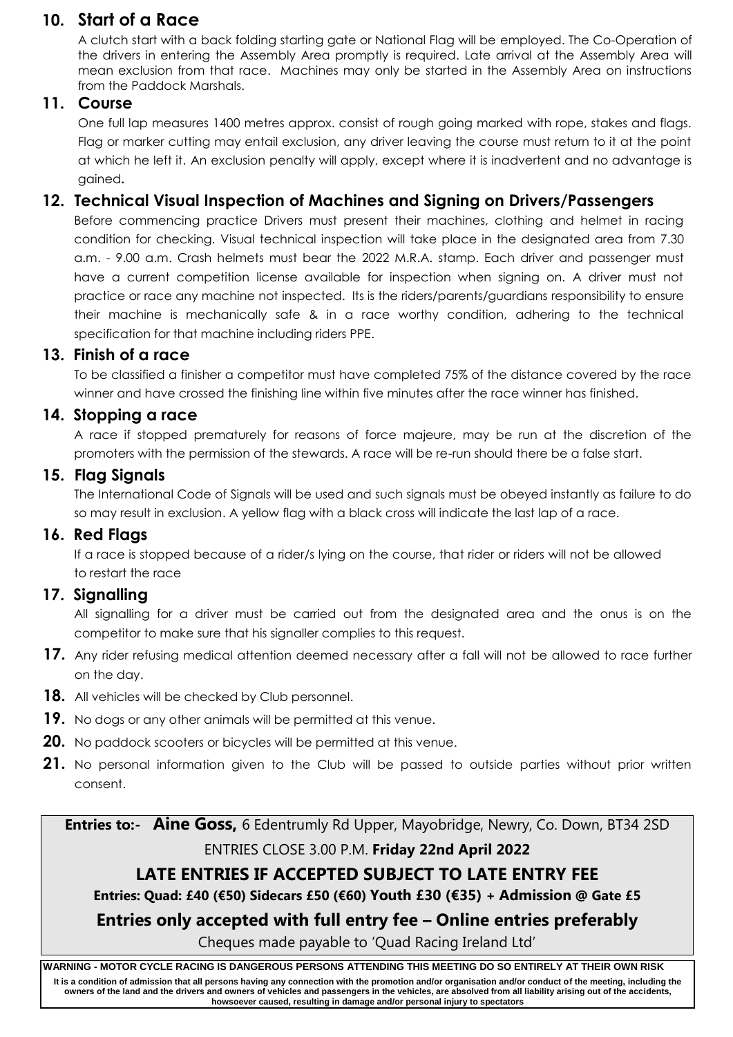## 10. Start of a Race

A clutch start with a back folding starting gate or National Flag will be employed. The Co-Operation of the drivers in entering the Assembly Area promptly is required. Late arrival at the Assembly Area will mean exclusion from that race. Machines may only be started in the Assembly Area on instructions from the Paddock Marshals.

## 11. Course

One full lap measures 1400 metres approx. consist of rough going marked with rope, stakes and flags. Flag or marker cutting may entail exclusion, any driver leaving the course must return to it at the point at which he left it. An exclusion penalty will apply, except where it is inadvertent and no advantage is gained.

## 12. Technical Visual Inspection of Machines and Signing on Drivers/Passengers

Before commencing practice Drivers must present their machines, clothing and helmet in racing condition for checking. Visual technical inspection will take place in the designated area from 7.30 a.m. - 9.00 a.m. Crash helmets must bear the 2022 M.R.A. stamp. Each driver and passenger must have a current competition license available for inspection when signing on. A driver must not practice or race any machine not inspected. Its is the riders/parents/guardians responsibility to ensure their machine is mechanically safe & in a race worthy condition, adhering to the technical specification for that machine including riders PPE.

## 13. Finish of a race

To be classified a finisher a competitor must have completed 75% of the distance covered by the race winner and have crossed the finishing line within five minutes after the race winner has finished.

## 14. Stopping a race

A race if stopped prematurely for reasons of force majeure, may be run at the discretion of the promoters with the permission of the stewards. A race will be re-run should there be a false start.

## 15. Flag Signals

The International Code of Signals will be used and such signals must be obeyed instantly as failure to do so may result in exclusion. A yellow flag with a black cross will indicate the last lap of a race.

## 16. Red Flags

If a race is stopped because of a rider/s lying on the course, that rider or riders will not be allowed to restart the race

## 17. Signalling

All signalling for a driver must be carried out from the designated area and the onus is on the competitor to make sure that his signaller complies to this request.

**17.** Any rider refusing medical attention deemed necessary after a fall will not be allowed to race further on the day.

**18.** All vehicles will be checked by Club personnel.

**19.** No dogs or any other animals will be permitted at this venue.

**20.** No paddock scooters or bicycles will be permitted at this venue.

**21.** No personal information given to the Club will be passed to outside parties without prior written consent.

**Entries to:- Aine Goss,** 6 Edentrumly Rd Upper, Mayobridge, Newry, Co. Down, BT34 2SD

ENTRIES CLOSE 3.00 P.M. **Friday 22nd April 2022**

**LATE ENTRIES IF ACCEPTED SUBJECT TO LATE ENTRY FEE**

**Entries: Quad: £40 (€50) Sidecars £50 (€60) Youth £30 (€35) + Admission @ Gate £5**

**Entries only accepted with full entry fee – Online entries preferably**

Cheques made payable to 'Quad Racing Ireland Ltd'

**WARNING - MOTOR CYCLE RACING IS DANGEROUS PERSONS ATTENDING THIS MEETING DO SO ENTIRELY AT THEIR OWN RISK**

**It is a condition of admission that all persons having any connection with the promotion and/or organisation and/or conduct of the meeting, including the owners of the land and the drivers and owners of vehicles and passengers in the vehicles, are absolved from all liability arising out of the accidents, howsoever caused, resulting in damage and/or personal injury to spectators**